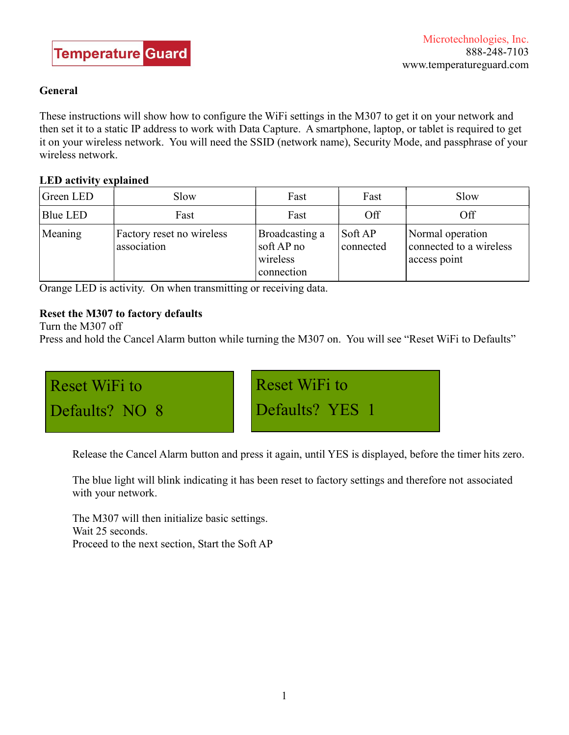Temperature Guard

Microtechnologies, Inc.
888-248-7103
www.temperatureguard.com

**General**

These instructions will show how to configure the WiFi settings in the M307 to get it on your network and then set it to a static IP address to work with Data Capture. A smartphone, laptop, or tablet is required to get it on your wireless network. You will need the SSID (network name), Security Mode, and passphrase of your wireless network.

**LED activity explained**

| Green LED | Slow | Fast | Fast | Slow |
|---|---|---|---|---|
| Blue LED | Fast | Fast | Off | Off |
| Meaning | Factory reset no wireless association | Broadcasting a soft AP no wireless connection | Soft AP connected | Normal operation connected to a wireless access point |

Orange LED is activity. On when transmitting or receiving data.

**Reset the M307 to factory defaults**

Turn the M307 off
Press and hold the Cancel Alarm button while turning the M307 on. You will see "Reset WiFi to Defaults"

Reset WiFi to
Defaults? NO 8

Reset WiFi to
Defaults? YES 1

Release the Cancel Alarm button and press it again, until YES is displayed, before the timer hits zero.

The blue light will blink indicating it has been reset to factory settings and therefore not associated with your network.

The M307 will then initialize basic settings.
Wait 25 seconds.
Proceed to the next section, Start the Soft AP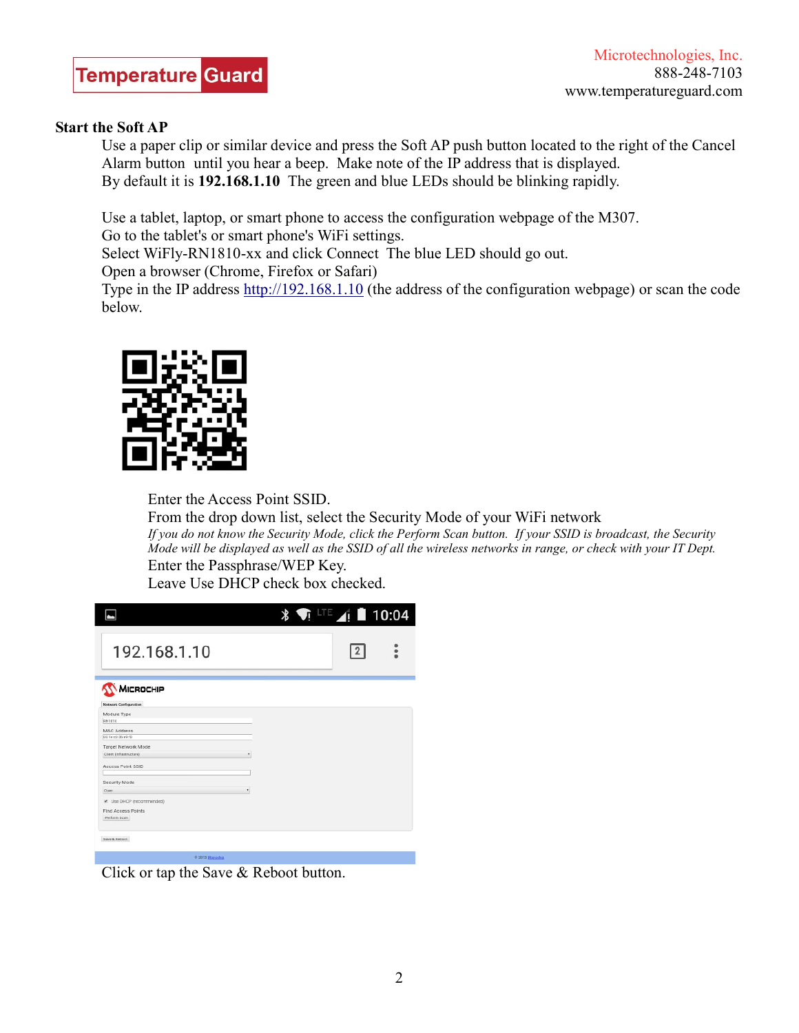## Start the Soft AP

Use a paper clip or similar device and press the Soft AP push button located to the right of the Cancel Alarm button until you hear a beep. Make note of the IP address that is displayed. By default it is **192.168.1.10** The green and blue LEDs should be blinking rapidly.

Use a tablet, laptop, or smart phone to access the configuration webpage of the M307.
Go to the tablet's or smart phone's WiFi settings.
Select WiFly-RN1810-xx and click Connect The blue LED should go out.
Open a browser (Chrome, Firefox or Safari)
Type in the IP address http://192.168.1.10 (the address of the configuration webpage) or scan the code below.

Enter the Access Point SSID.
From the drop down list, select the Security Mode of your WiFi network
*If you do not know the Security Mode, click the Perform Scan button. If your SSID is broadcast, the Security Mode will be displayed as well as the SSID of all the wireless networks in range, or check with your IT Dept.*
Enter the Passphrase/WEP Key.
Leave Use DHCP check box checked.

Click or tap the Save & Reboot button.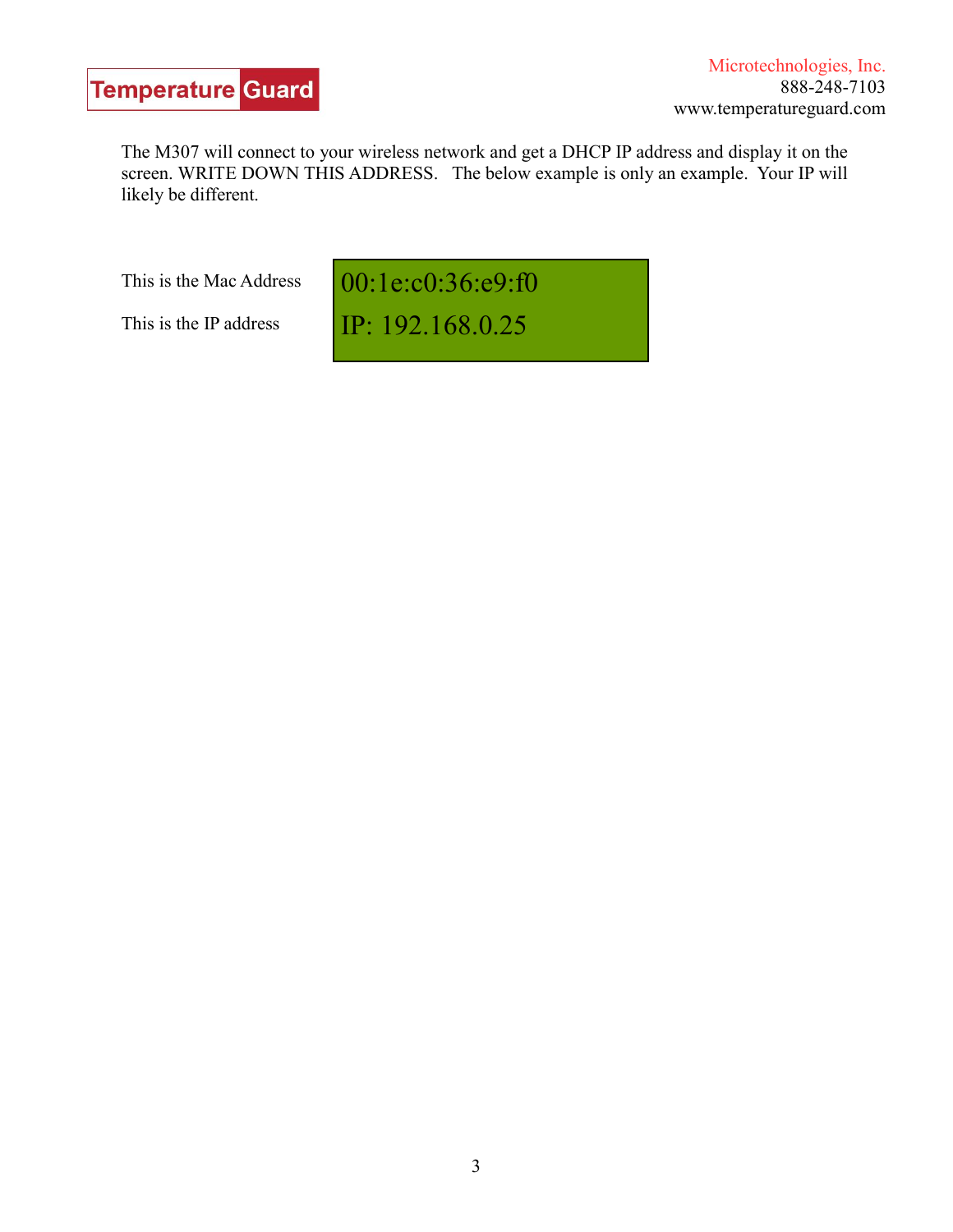The M307 will connect to your wireless network and get a DHCP IP address and display it on the screen. WRITE DOWN THIS ADDRESS.   The below example is only an example.  Your IP will likely be different.

| | |
|---|---|
| This is the Mac Address | 00:1e:c0:36:e9:f0 |
| This is the IP address | IP: 192.168.0.25 |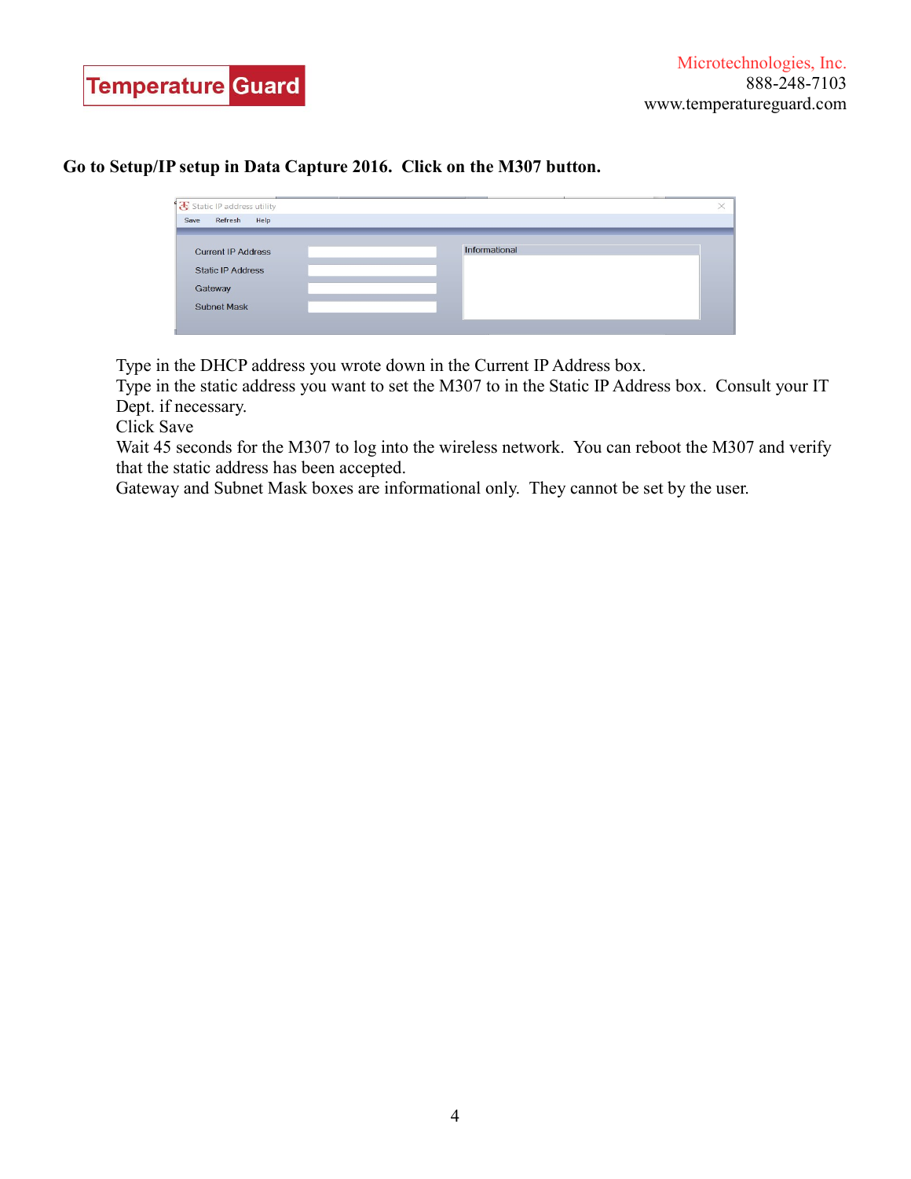**Go to Setup/IP setup in Data Capture 2016. Click on the M307 button.**

Static IP address utility

Save Refresh Help

Current IP Address

Static IP Address

Gateway

Subnet Mask

Informational

Type in the DHCP address you wrote down in the Current IP Address box.
Type in the static address you want to set the M307 to in the Static IP Address box. Consult your IT Dept. if necessary.
Click Save
Wait 45 seconds for the M307 to log into the wireless network. You can reboot the M307 and verify that the static address has been accepted.
Gateway and Subnet Mask boxes are informational only. They cannot be set by the user.